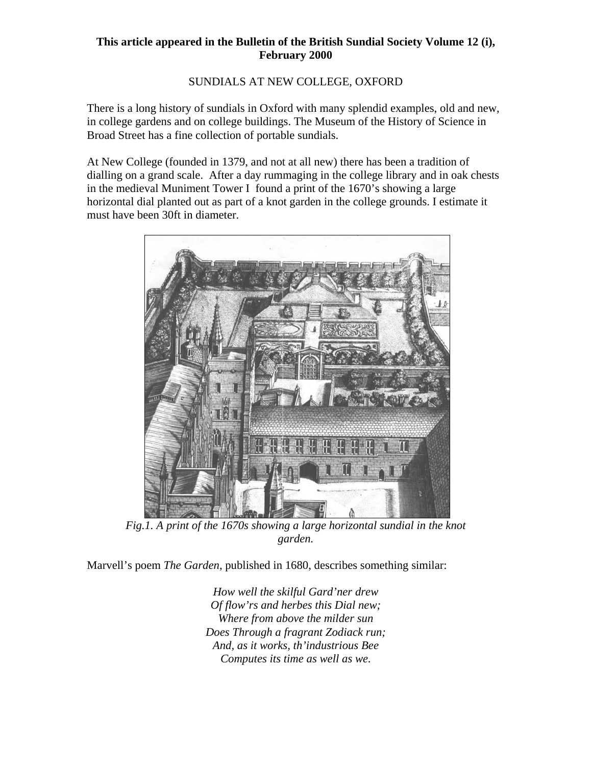**This article appeared in the Bulletin of the British Sundial Society Volume 12 (i), February 2000**

# SUNDIALS AT NEW COLLEGE, OXFORD

There is a long history of sundials in Oxford with many splendid examples, old and new, in college gardens and on college buildings. The Museum of the History of Science in Broad Street has a fine collection of portable sundials.

At New College (founded in 1379, and not at all new) there has been a tradition of dialling on a grand scale. After a day rummaging in the college library and in oak chests in the medieval Muniment Tower I found a print of the 1670's showing a large horizontal dial planted out as part of a knot garden in the college grounds. I estimate it must have been 30ft in diameter.

*Fig.1. A print of the 1670s showing a large horizontal sundial in the knot garden.*

Marvell's poem *The Garden*, published in 1680, describes something similar:

*How well the skilful Gard'ner drew*
*Of flow'rs and herbes this Dial new;*
*Where from above the milder sun*
*Does Through a fragrant Zodiack run;*
*And, as it works, th'industrious Bee*
*Computes its time as well as we.*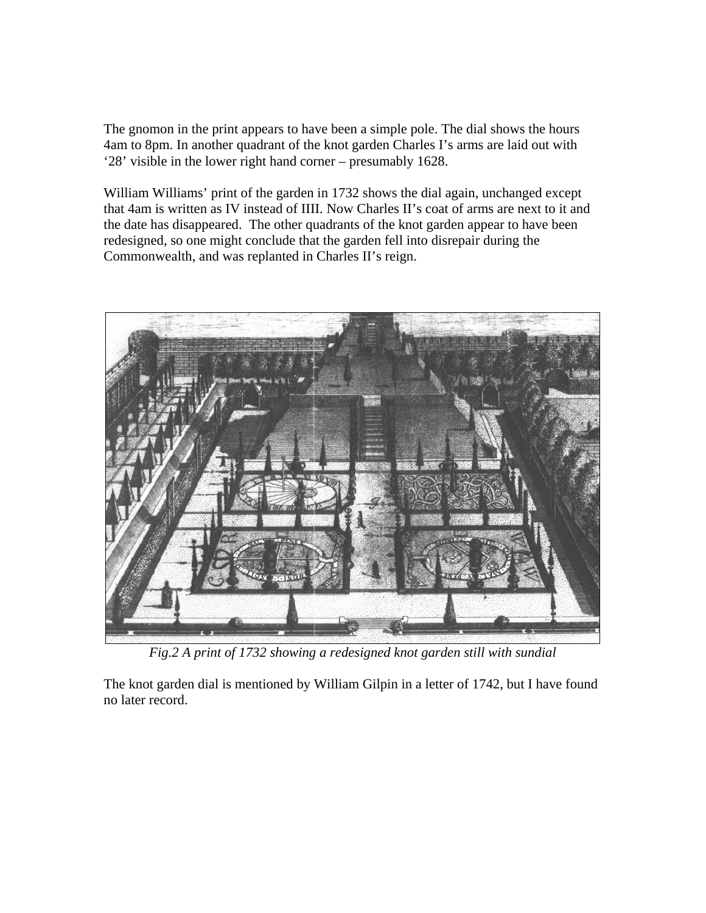The gnomon in the print appears to have been a simple pole. The dial shows the hours 4am to 8pm. In another quadrant of the knot garden Charles I's arms are laid out with '28' visible in the lower right hand corner – presumably 1628.

William Williams' print of the garden in 1732 shows the dial again, unchanged except that 4am is written as IV instead of IIII. Now Charles II's coat of arms are next to it and the date has disappeared.  The other quadrants of the knot garden appear to have been redesigned, so one might conclude that the garden fell into disrepair during the Commonwealth, and was replanted in Charles II's reign.

*Fig.2 A print of 1732 showing a redesigned knot garden still with sundial*

The knot garden dial is mentioned by William Gilpin in a letter of 1742, but I have found no later record.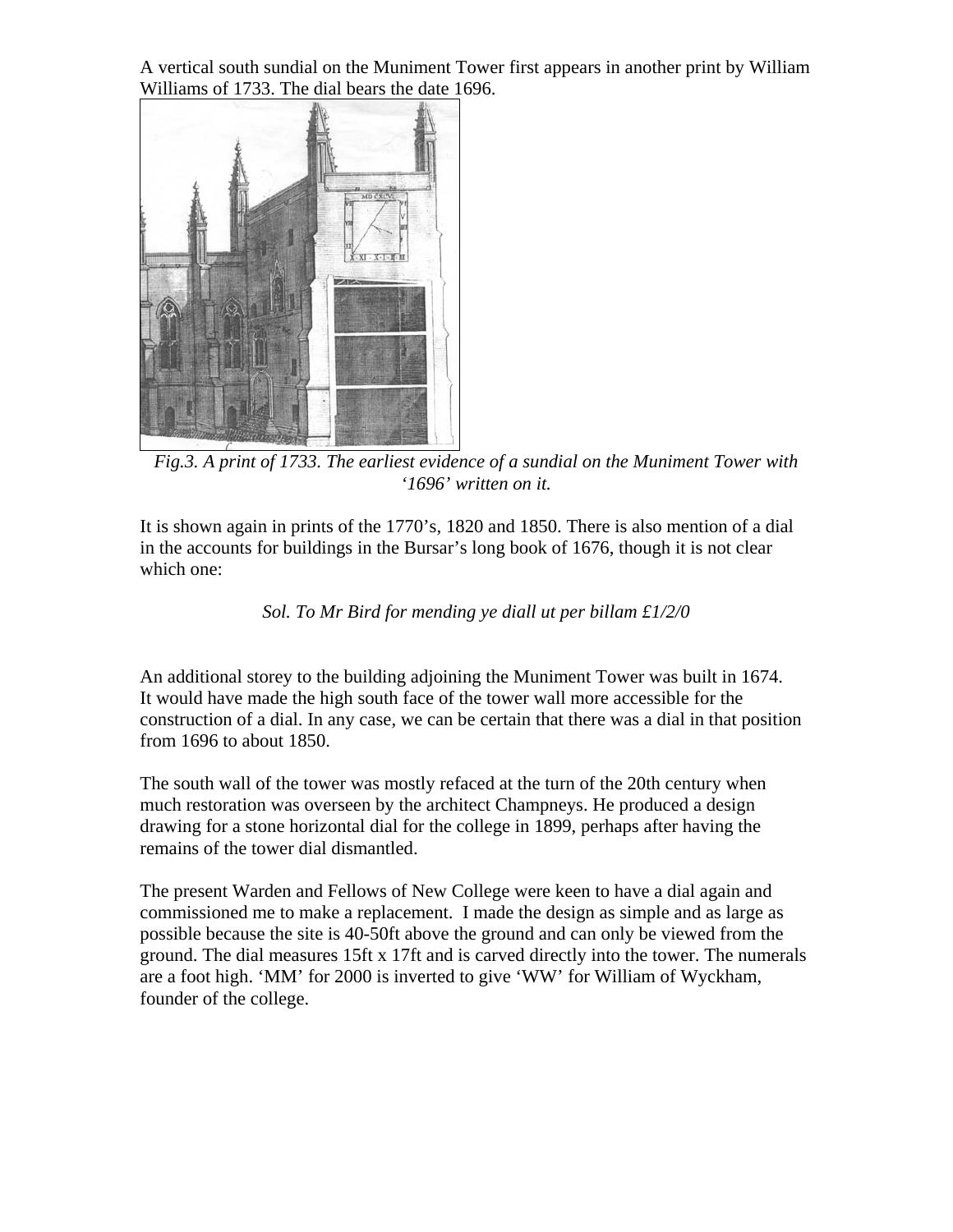A vertical south sundial on the Muniment Tower first appears in another print by William Williams of 1733. The dial bears the date 1696.

*Fig.3. A print of 1733. The earliest evidence of a sundial on the Muniment Tower with '1696' written on it.*

It is shown again in prints of the 1770's, 1820 and 1850. There is also mention of a dial in the accounts for buildings in the Bursar's long book of 1676, though it is not clear which one:

*Sol. To Mr Bird for mending ye diall ut per billam £1/2/0*

An additional storey to the building adjoining the Muniment Tower was built in 1674. It would have made the high south face of the tower wall more accessible for the construction of a dial. In any case, we can be certain that there was a dial in that position from 1696 to about 1850.

The south wall of the tower was mostly refaced at the turn of the 20th century when much restoration was overseen by the architect Champneys. He produced a design drawing for a stone horizontal dial for the college in 1899, perhaps after having the remains of the tower dial dismantled.

The present Warden and Fellows of New College were keen to have a dial again and commissioned me to make a replacement. I made the design as simple and as large as possible because the site is 40-50ft above the ground and can only be viewed from the ground. The dial measures 15ft x 17ft and is carved directly into the tower. The numerals are a foot high. 'MM' for 2000 is inverted to give 'WW' for William of Wyckham, founder of the college.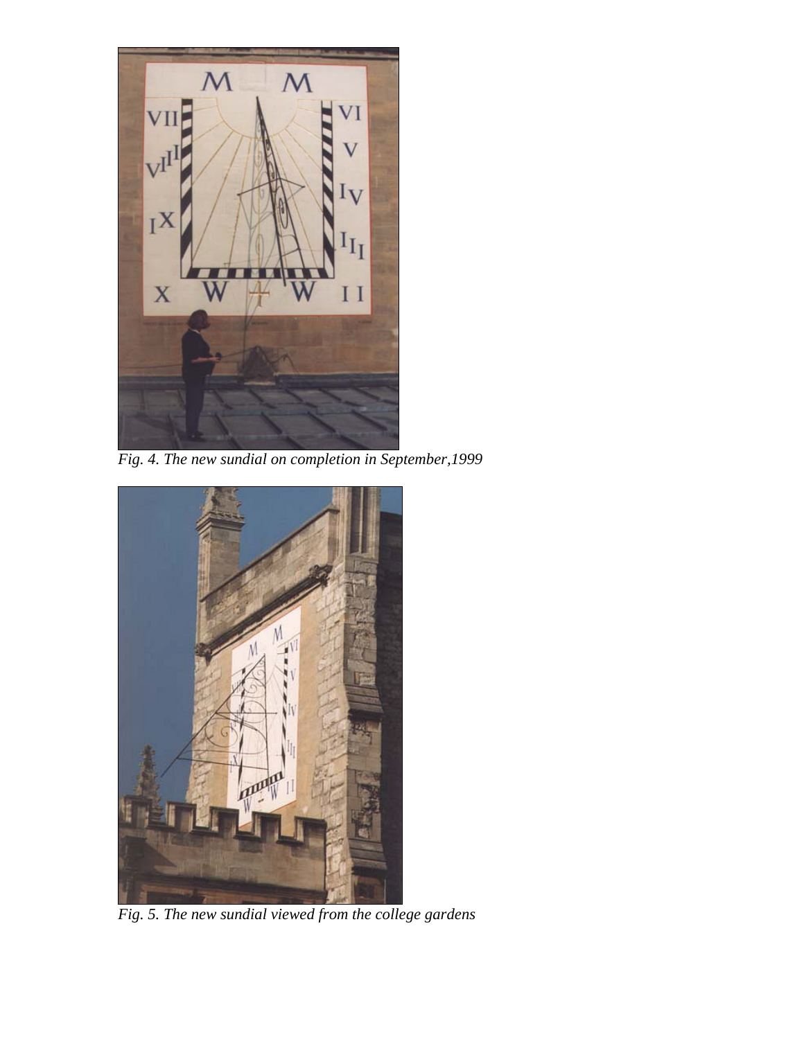*Fig. 4. The new sundial on completion in September,1999*

*Fig. 5. The new sundial viewed from the college gardens*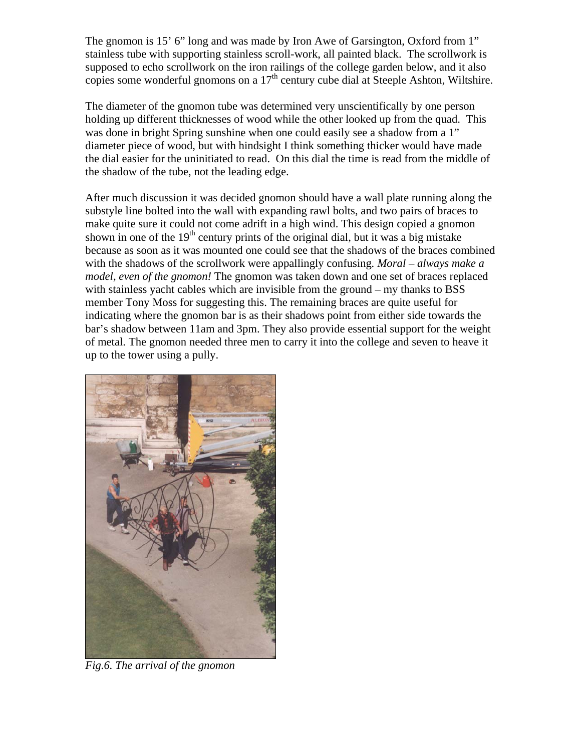The gnomon is 15' 6" long and was made by Iron Awe of Garsington, Oxford from 1" stainless tube with supporting stainless scroll-work, all painted black. The scrollwork is supposed to echo scrollwork on the iron railings of the college garden below, and it also copies some wonderful gnomons on a 17th century cube dial at Steeple Ashton, Wiltshire.

The diameter of the gnomon tube was determined very unscientifically by one person holding up different thicknesses of wood while the other looked up from the quad. This was done in bright Spring sunshine when one could easily see a shadow from a 1" diameter piece of wood, but with hindsight I think something thicker would have made the dial easier for the uninitiated to read. On this dial the time is read from the middle of the shadow of the tube, not the leading edge.

After much discussion it was decided gnomon should have a wall plate running along the substyle line bolted into the wall with expanding rawl bolts, and two pairs of braces to make quite sure it could not come adrift in a high wind. This design copied a gnomon shown in one of the 19th century prints of the original dial, but it was a big mistake because as soon as it was mounted one could see that the shadows of the braces combined with the shadows of the scrollwork were appallingly confusing. *Moral – always make a model, even of the gnomon!* The gnomon was taken down and one set of braces replaced with stainless yacht cables which are invisible from the ground – my thanks to BSS member Tony Moss for suggesting this. The remaining braces are quite useful for indicating where the gnomon bar is as their shadows point from either side towards the bar's shadow between 11am and 3pm. They also provide essential support for the weight of metal. The gnomon needed three men to carry it into the college and seven to heave it up to the tower using a pully.

*Fig.6. The arrival of the gnomon*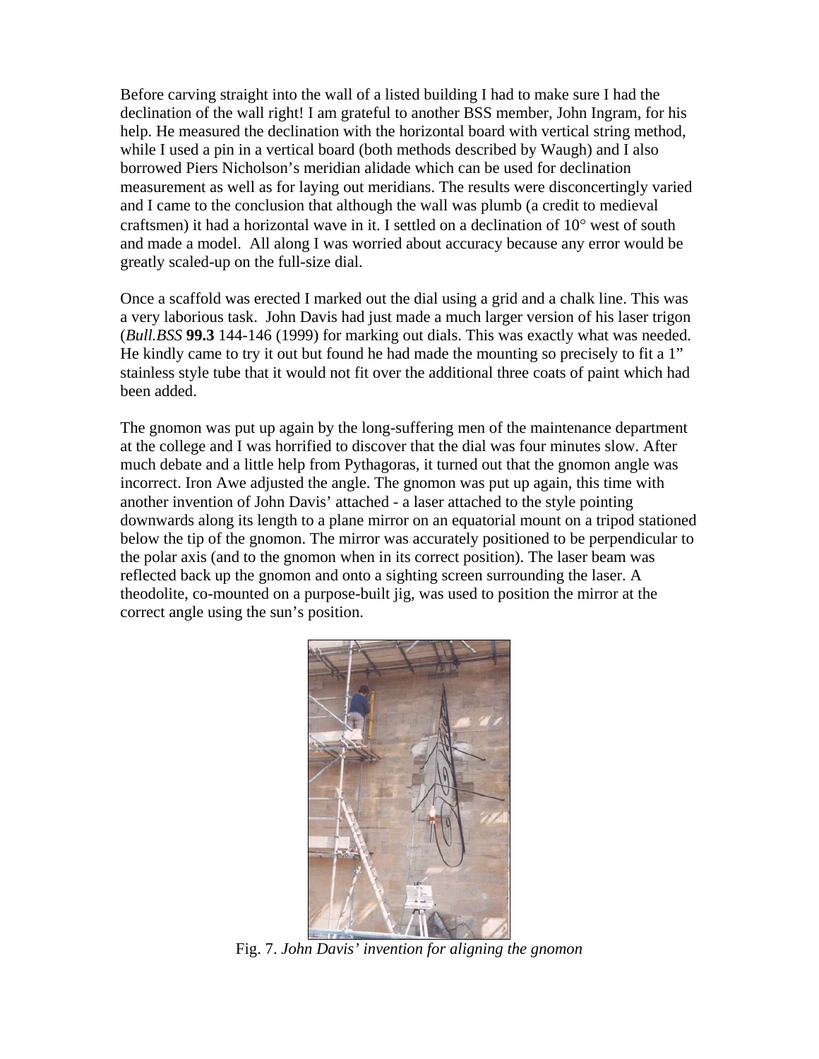Before carving straight into the wall of a listed building I had to make sure I had the declination of the wall right! I am grateful to another BSS member, John Ingram, for his help. He measured the declination with the horizontal board with vertical string method, while I used a pin in a vertical board (both methods described by Waugh) and I also borrowed Piers Nicholson's meridian alidade which can be used for declination measurement as well as for laying out meridians. The results were disconcertingly varied and I came to the conclusion that although the wall was plumb (a credit to medieval craftsmen) it had a horizontal wave in it. I settled on a declination of 10° west of south and made a model. All along I was worried about accuracy because any error would be greatly scaled-up on the full-size dial.

Once a scaffold was erected I marked out the dial using a grid and a chalk line. This was a very laborious task. John Davis had just made a much larger version of his laser trigon (*Bull.BSS* **99.3** 144-146 (1999) for marking out dials. This was exactly what was needed. He kindly came to try it out but found he had made the mounting so precisely to fit a 1" stainless style tube that it would not fit over the additional three coats of paint which had been added.

The gnomon was put up again by the long-suffering men of the maintenance department at the college and I was horrified to discover that the dial was four minutes slow. After much debate and a little help from Pythagoras, it turned out that the gnomon angle was incorrect. Iron Awe adjusted the angle. The gnomon was put up again, this time with another invention of John Davis' attached - a laser attached to the style pointing downwards along its length to a plane mirror on an equatorial mount on a tripod stationed below the tip of the gnomon. The mirror was accurately positioned to be perpendicular to the polar axis (and to the gnomon when in its correct position). The laser beam was reflected back up the gnomon and onto a sighting screen surrounding the laser. A theodolite, co-mounted on a purpose-built jig, was used to position the mirror at the correct angle using the sun's position.

Fig. 7. *John Davis' invention for aligning the gnomon*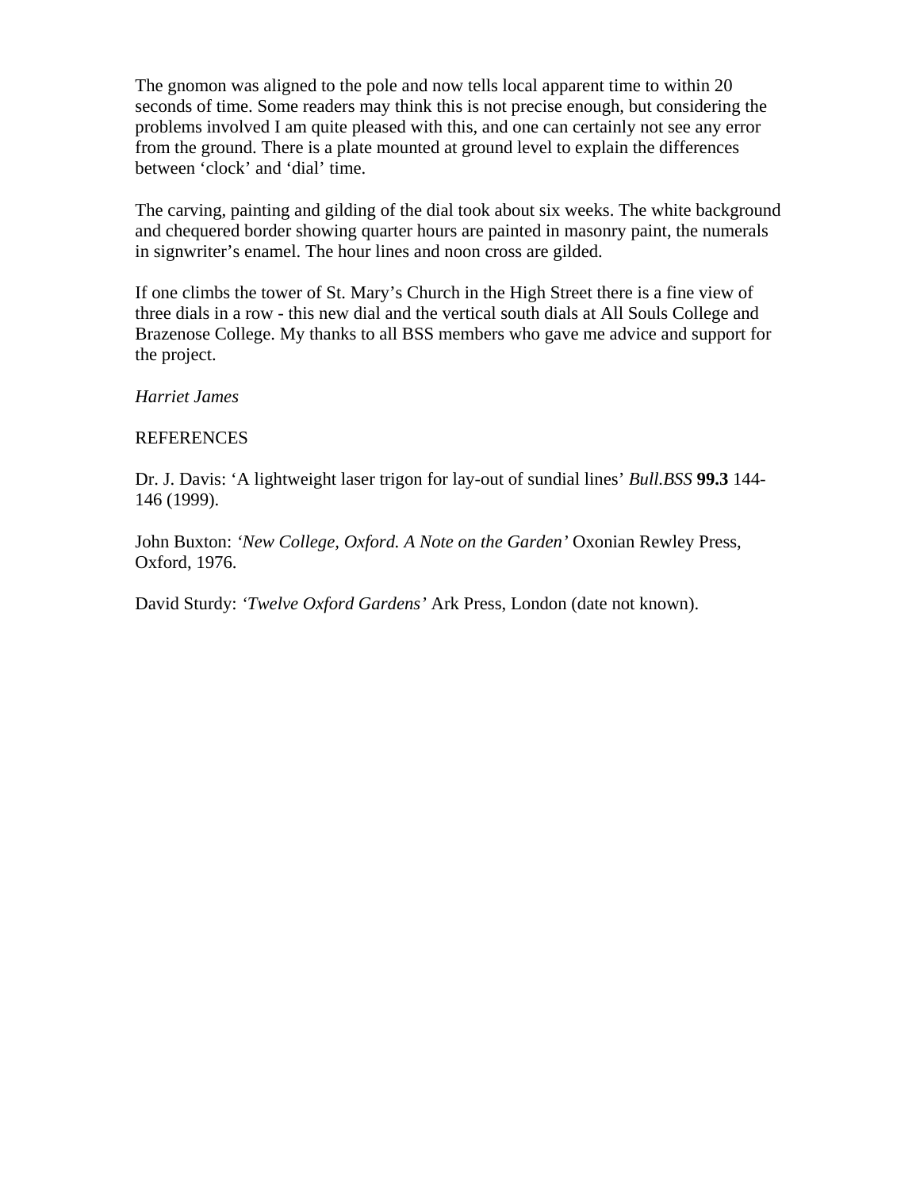The gnomon was aligned to the pole and now tells local apparent time to within 20 seconds of time. Some readers may think this is not precise enough, but considering the problems involved I am quite pleased with this, and one can certainly not see any error from the ground. There is a plate mounted at ground level to explain the differences between 'clock' and 'dial' time.

The carving, painting and gilding of the dial took about six weeks. The white background and chequered border showing quarter hours are painted in masonry paint, the numerals in signwriter's enamel. The hour lines and noon cross are gilded.

If one climbs the tower of St. Mary's Church in the High Street there is a fine view of three dials in a row - this new dial and the vertical south dials at All Souls College and Brazenose College. My thanks to all BSS members who gave me advice and support for the project.

*Harriet James*

REFERENCES

Dr. J. Davis: 'A lightweight laser trigon for lay-out of sundial lines' *Bull.BSS* **99.3** 144-146 (1999).

John Buxton: *'New College, Oxford. A Note on the Garden'* Oxonian Rewley Press, Oxford, 1976.

David Sturdy: *'Twelve Oxford Gardens'* Ark Press, London (date not known).